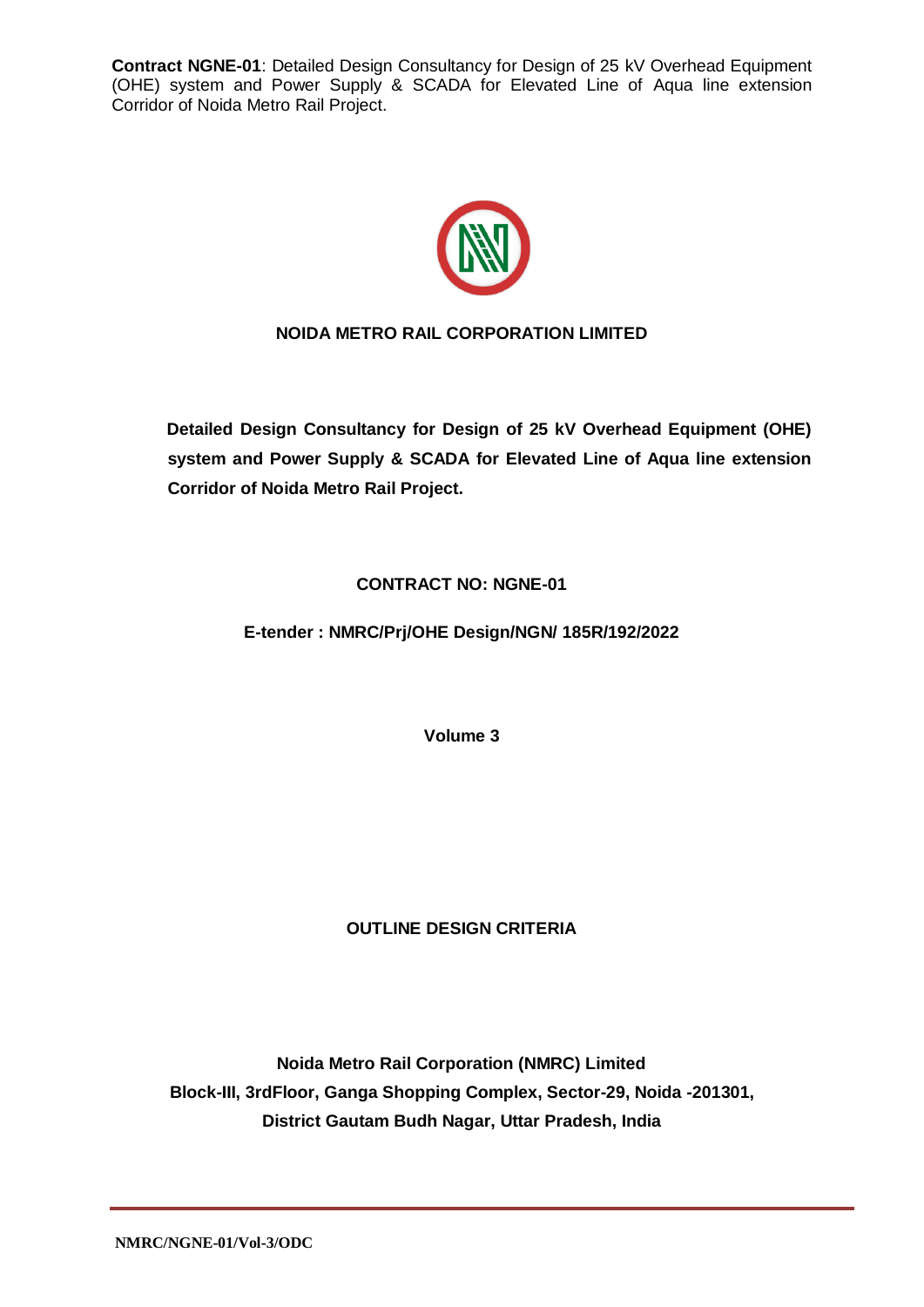**Contract NGNE-01**: Detailed Design Consultancy for Design of 25 kV Overhead Equipment (OHE) system and Power Supply & SCADA for Elevated Line of Aqua line extension Corridor of Noida Metro Rail Project.

**NOIDA METRO RAIL CORPORATION LIMITED**

**Detailed Design Consultancy for Design of 25 kV Overhead Equipment (OHE) system and Power Supply & SCADA for Elevated Line of Aqua line extension Corridor of Noida Metro Rail Project.**

**CONTRACT NO: NGNE-01**

**E-tender : NMRC/Prj/OHE Design/NGN/ 185R/192/2022**

**Volume 3**

# OUTLINE DESIGN CRITERIA

**Noida Metro Rail Corporation (NMRC) Limited**
**Block-III, 3rdFloor, Ganga Shopping Complex, Sector-29, Noida -201301,**
**District Gautam Budh Nagar, Uttar Pradesh, India**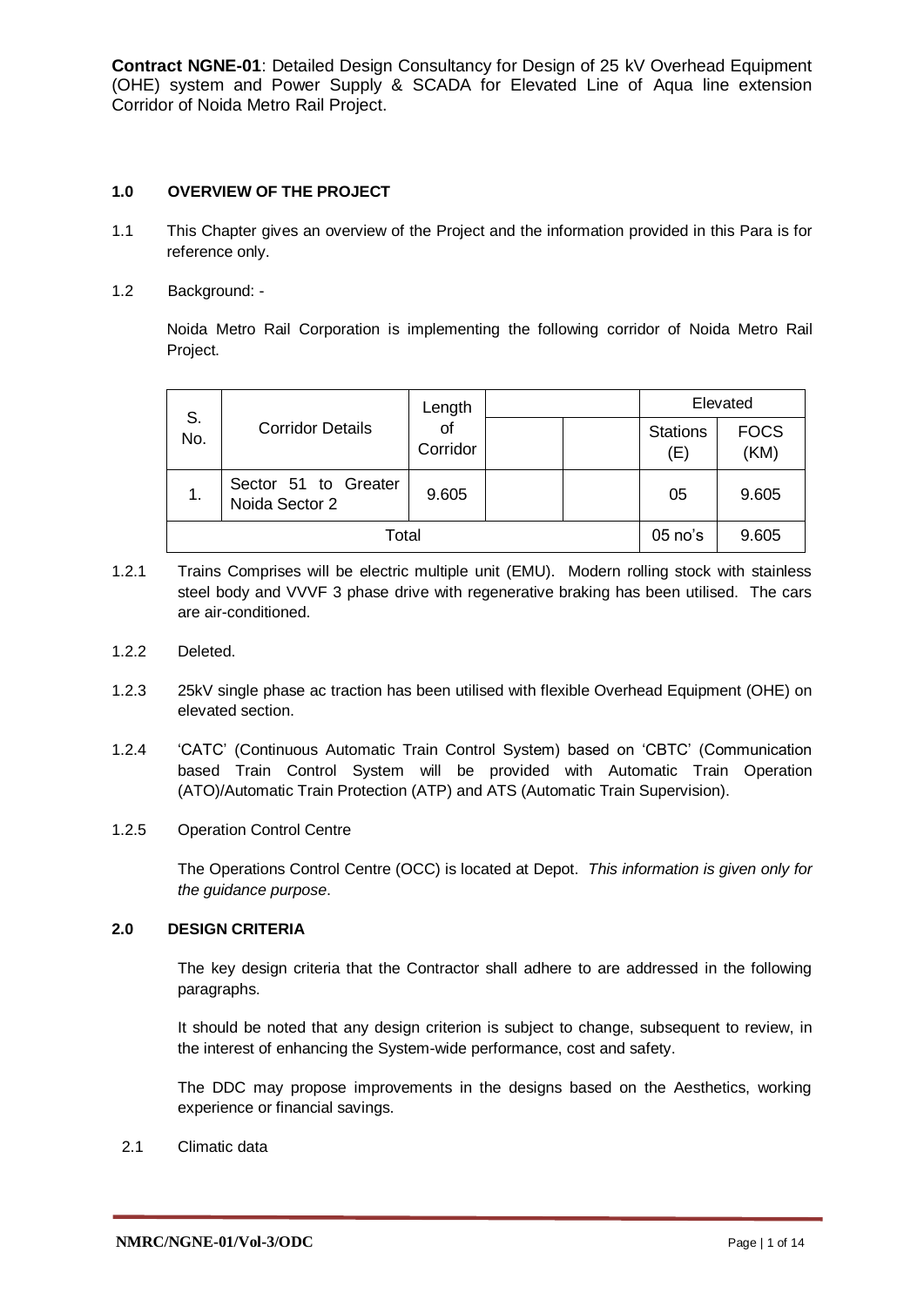**Contract NGNE-01**: Detailed Design Consultancy for Design of 25 kV Overhead Equipment (OHE) system and Power Supply & SCADA for Elevated Line of Aqua line extension Corridor of Noida Metro Rail Project.

## 1.0 OVERVIEW OF THE PROJECT

1.1 This Chapter gives an overview of the Project and the information provided in this Para is for reference only.

1.2 Background: -

Noida Metro Rail Corporation is implementing the following corridor of Noida Metro Rail Project.

| S. No. | Corridor Details | Length of Corridor | | | Elevated | |
|---|---|---|---|---|---|---|
| | | | | | Stations (E) | FOCS (KM) |
| 1. | Sector 51 to Greater Noida Sector 2 | 9.605 | | | 05 | 9.605 |
| Total | | | | | 05 no's | 9.605 |

1.2.1 Trains Comprises will be electric multiple unit (EMU). Modern rolling stock with stainless steel body and VVVF 3 phase drive with regenerative braking has been utilised. The cars are air-conditioned.

1.2.2 Deleted.

1.2.3 25kV single phase ac traction has been utilised with flexible Overhead Equipment (OHE) on elevated section.

1.2.4 'CATC' (Continuous Automatic Train Control System) based on 'CBTC' (Communication based Train Control System will be provided with Automatic Train Operation (ATO)/Automatic Train Protection (ATP) and ATS (Automatic Train Supervision).

1.2.5 Operation Control Centre

The Operations Control Centre (OCC) is located at Depot. *This information is given only for the guidance purpose*.

## 2.0 DESIGN CRITERIA

The key design criteria that the Contractor shall adhere to are addressed in the following paragraphs.

It should be noted that any design criterion is subject to change, subsequent to review, in the interest of enhancing the System-wide performance, cost and safety.

The DDC may propose improvements in the designs based on the Aesthetics, working experience or financial savings.

2.1 Climatic data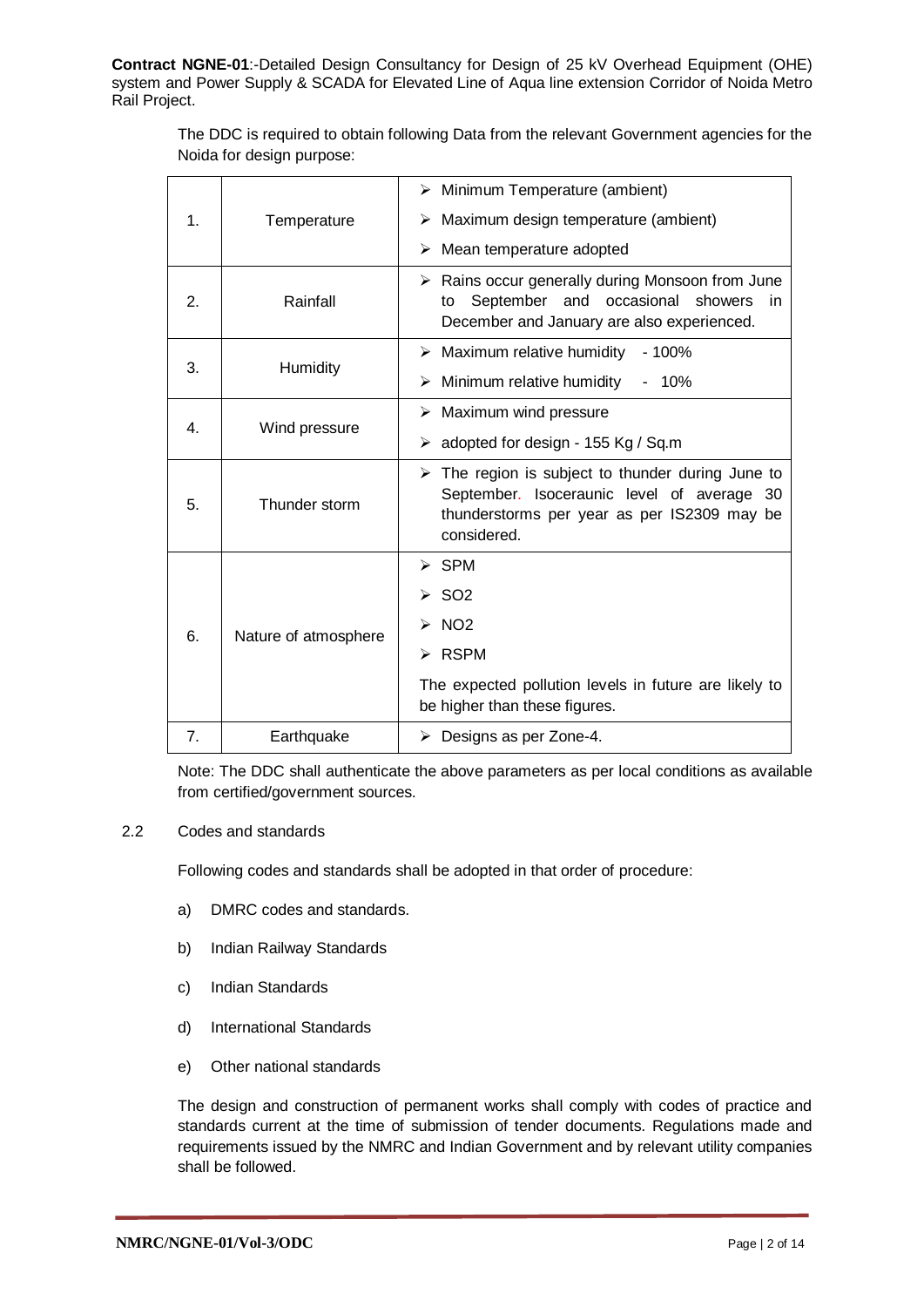**Contract NGNE-01**:-Detailed Design Consultancy for Design of 25 kV Overhead Equipment (OHE) system and Power Supply & SCADA for Elevated Line of Aqua line extension Corridor of Noida Metro Rail Project.

The DDC is required to obtain following Data from the relevant Government agencies for the Noida for design purpose:

| | | |
|---|---|---|
| 1. | Temperature | ➢ Minimum Temperature (ambient)<br>➢ Maximum design temperature (ambient)<br>➢ Mean temperature adopted |
| 2. | Rainfall | ➢ Rains occur generally during Monsoon from June to September and occasional showers in December and January are also experienced. |
| 3. | Humidity | ➢ Maximum relative humidity - 100%<br>➢ Minimum relative humidity - 10% |
| 4. | Wind pressure | ➢ Maximum wind pressure<br>➢ adopted for design - 155 Kg / Sq.m |
| 5. | Thunder storm | ➢ The region is subject to thunder during June to September. Isoceraunic level of average 30 thunderstorms per year as per IS2309 may be considered. |
| 6. | Nature of atmosphere | ➢ SPM<br>➢ $SO_2$<br>➢ $NO_2$<br>➢ RSPM<br>The expected pollution levels in future are likely to be higher than these figures. |
| 7. | Earthquake | ➢ Designs as per Zone-4. |

Note: The DDC shall authenticate the above parameters as per local conditions as available from certified/government sources.

2.2 Codes and standards

Following codes and standards shall be adopted in that order of procedure:

a) DMRC codes and standards.

b) Indian Railway Standards

c) Indian Standards

d) International Standards

e) Other national standards

The design and construction of permanent works shall comply with codes of practice and standards current at the time of submission of tender documents. Regulations made and requirements issued by the NMRC and Indian Government and by relevant utility companies shall be followed.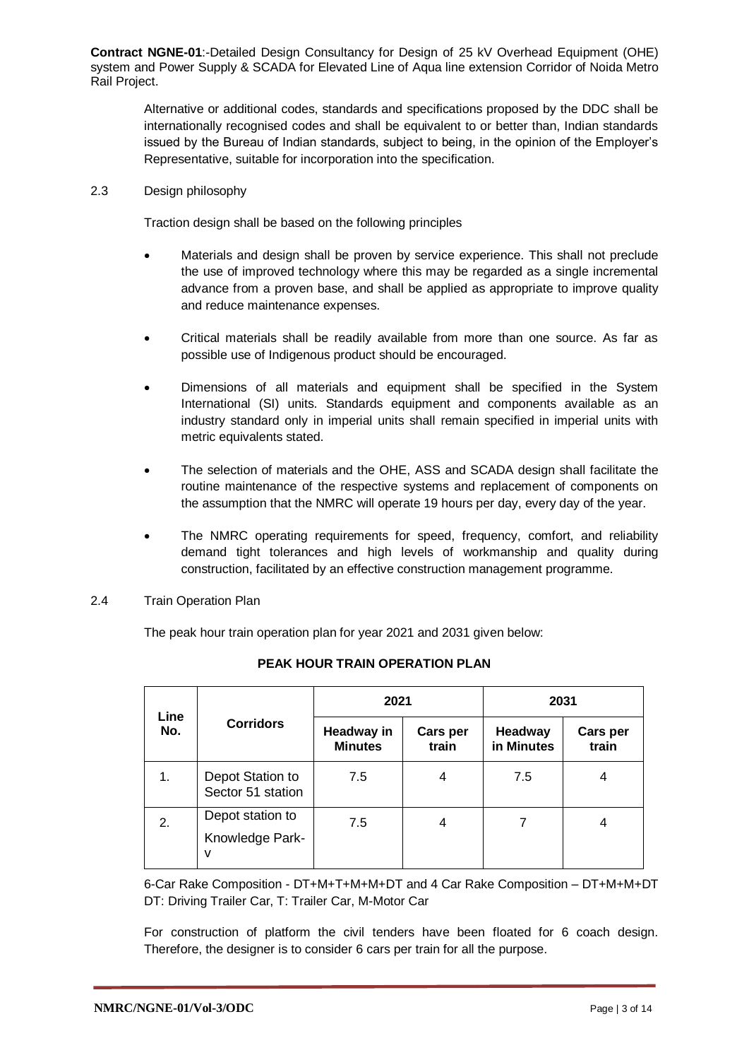**Contract NGNE-01**:-Detailed Design Consultancy for Design of 25 kV Overhead Equipment (OHE) system and Power Supply & SCADA for Elevated Line of Aqua line extension Corridor of Noida Metro Rail Project.

Alternative or additional codes, standards and specifications proposed by the DDC shall be internationally recognised codes and shall be equivalent to or better than, Indian standards issued by the Bureau of Indian standards, subject to being, in the opinion of the Employer's Representative, suitable for incorporation into the specification.

2.3 Design philosophy

Traction design shall be based on the following principles

- Materials and design shall be proven by service experience. This shall not preclude the use of improved technology where this may be regarded as a single incremental advance from a proven base, and shall be applied as appropriate to improve quality and reduce maintenance expenses.
- Critical materials shall be readily available from more than one source. As far as possible use of Indigenous product should be encouraged.
- Dimensions of all materials and equipment shall be specified in the System International (SI) units. Standards equipment and components available as an industry standard only in imperial units shall remain specified in imperial units with metric equivalents stated.
- The selection of materials and the OHE, ASS and SCADA design shall facilitate the routine maintenance of the respective systems and replacement of components on the assumption that the NMRC will operate 19 hours per day, every day of the year.
- The NMRC operating requirements for speed, frequency, comfort, and reliability demand tight tolerances and high levels of workmanship and quality during construction, facilitated by an effective construction management programme.

2.4 Train Operation Plan

The peak hour train operation plan for year 2021 and 2031 given below:

**PEAK HOUR TRAIN OPERATION PLAN**

| Line No. | Corridors | 2021 | | 2031 | |
|---|---|---|---|---|---|
| | | Headway in Minutes | Cars per train | Headway in Minutes | Cars per train |
| 1. | Depot Station to Sector 51 station | 7.5 | 4 | 7.5 | 4 |
| 2. | Depot station to Knowledge Park-V | 7.5 | 4 | 7 | 4 |

6-Car Rake Composition - DT+M+T+M+M+DT and 4 Car Rake Composition – DT+M+M+DT
DT: Driving Trailer Car, T: Trailer Car, M-Motor Car

For construction of platform the civil tenders have been floated for 6 coach design. Therefore, the designer is to consider 6 cars per train for all the purpose.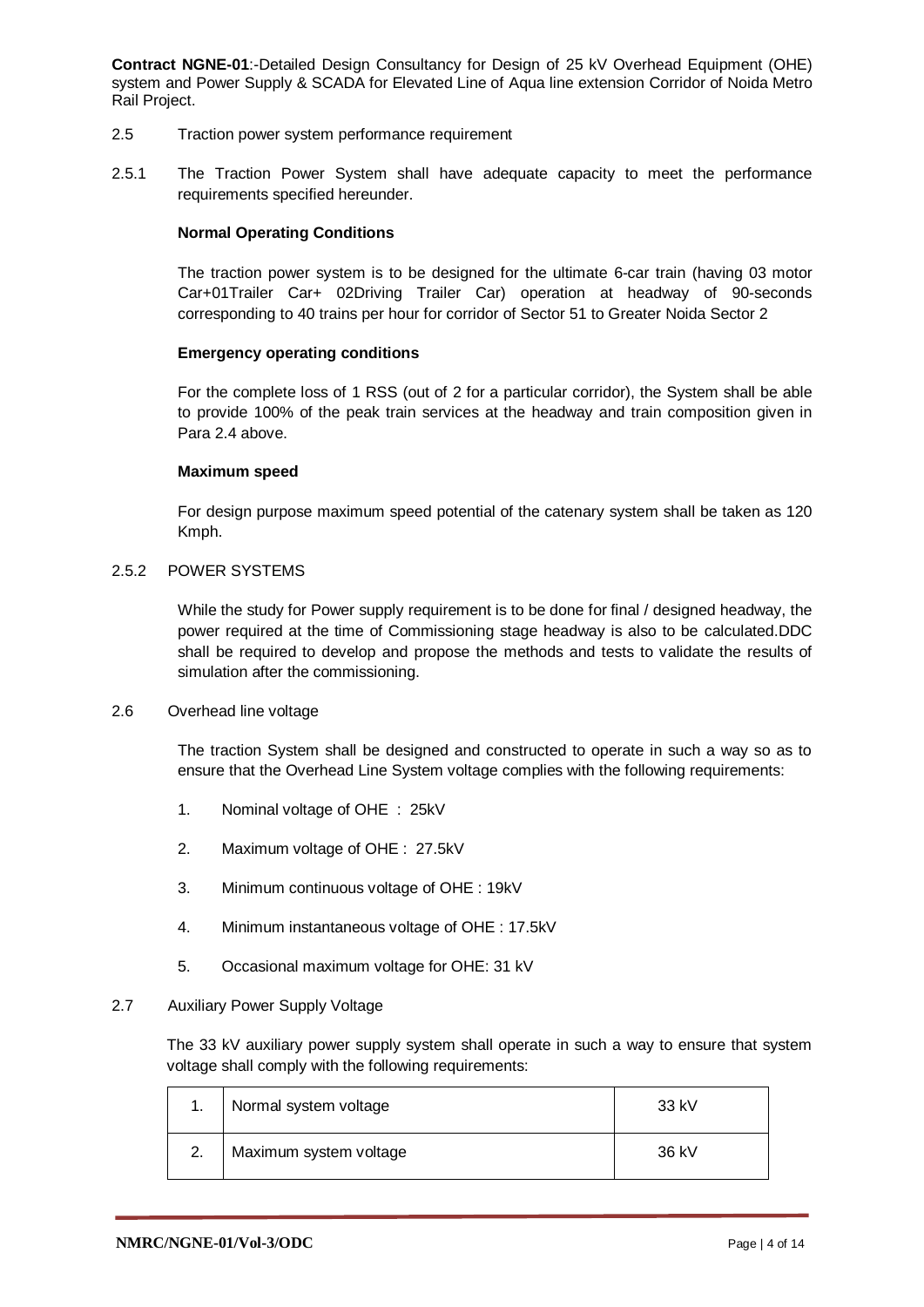**Contract NGNE-01**:-Detailed Design Consultancy for Design of 25 kV Overhead Equipment (OHE) system and Power Supply & SCADA for Elevated Line of Aqua line extension Corridor of Noida Metro Rail Project.

2.5 Traction power system performance requirement

2.5.1 The Traction Power System shall have adequate capacity to meet the performance requirements specified hereunder.

**Normal Operating Conditions**

The traction power system is to be designed for the ultimate 6-car train (having 03 motor Car+01Trailer Car+ 02Driving Trailer Car) operation at headway of 90-seconds corresponding to 40 trains per hour for corridor of Sector 51 to Greater Noida Sector 2

**Emergency operating conditions**

For the complete loss of 1 RSS (out of 2 for a particular corridor), the System shall be able to provide 100% of the peak train services at the headway and train composition given in Para 2.4 above.

**Maximum speed**

For design purpose maximum speed potential of the catenary system shall be taken as 120 Kmph.

2.5.2 POWER SYSTEMS

While the study for Power supply requirement is to be done for final / designed headway, the power required at the time of Commissioning stage headway is also to be calculated.DDC shall be required to develop and propose the methods and tests to validate the results of simulation after the commissioning.

2.6 Overhead line voltage

The traction System shall be designed and constructed to operate in such a way so as to ensure that the Overhead Line System voltage complies with the following requirements:

1. Nominal voltage of OHE : 25kV
2. Maximum voltage of OHE : 27.5kV
3. Minimum continuous voltage of OHE : 19kV
4. Minimum instantaneous voltage of OHE : 17.5kV
5. Occasional maximum voltage for OHE: 31 kV

2.7 Auxiliary Power Supply Voltage

The 33 kV auxiliary power supply system shall operate in such a way to ensure that system voltage shall comply with the following requirements:

| | | |
|---|---|---|
| 1. | Normal system voltage | 33 kV |
| 2. | Maximum system voltage | 36 kV |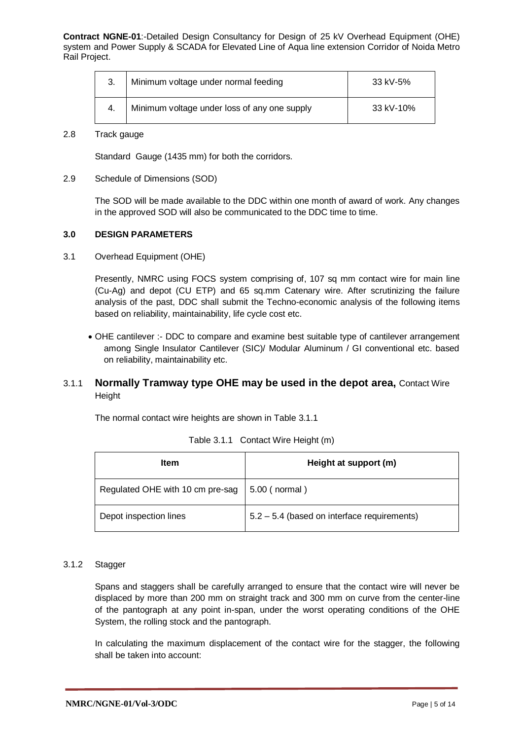| 3. | Minimum voltage under normal feeding | 33 kV-5% |
|---|---|---|
| 4. | Minimum voltage under loss of any one supply | 33 kV-10% |

2.8 Track gauge

Standard Gauge (1435 mm) for both the corridors.

2.9 Schedule of Dimensions (SOD)

The SOD will be made available to the DDC within one month of award of work. Any changes in the approved SOD will also be communicated to the DDC time to time.

**3.0 DESIGN PARAMETERS**

3.1 Overhead Equipment (OHE)

Presently, NMRC using FOCS system comprising of, 107 sq mm contact wire for main line (Cu-Ag) and depot (CU ETP) and 65 sq.mm Catenary wire. After scrutinizing the failure analysis of the past, DDC shall submit the Techno-economic analysis of the following items based on reliability, maintainability, life cycle cost etc.

- OHE cantilever :- DDC to compare and examine best suitable type of cantilever arrangement among Single Insulator Cantilever (SIC)/ Modular Aluminum / GI conventional etc. based on reliability, maintainability etc.

3.1.1 **Normally Tramway type OHE may be used in the depot area,** Contact Wire Height

The normal contact wire heights are shown in Table 3.1.1

Table 3.1.1 Contact Wire Height (m)

| Item | Height at support (m) |
|---|---|
| Regulated OHE with 10 cm pre-sag | 5.00 ( normal ) |
| Depot inspection lines | 5.2 – 5.4 (based on interface requirements) |

3.1.2 Stagger

Spans and staggers shall be carefully arranged to ensure that the contact wire will never be displaced by more than 200 mm on straight track and 300 mm on curve from the center-line of the pantograph at any point in-span, under the worst operating conditions of the OHE System, the rolling stock and the pantograph.

In calculating the maximum displacement of the contact wire for the stagger, the following shall be taken into account: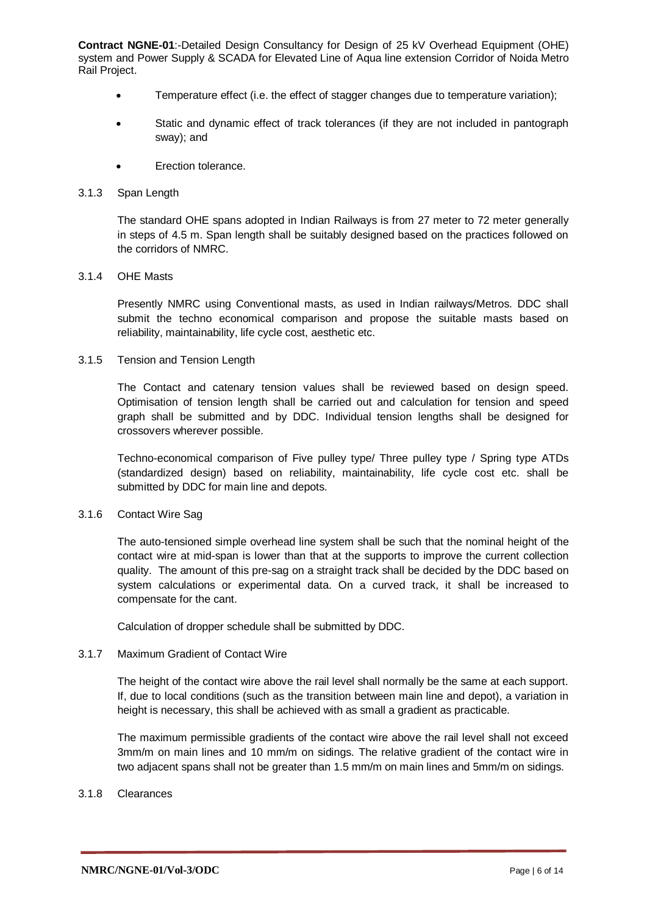- Temperature effect (i.e. the effect of stagger changes due to temperature variation);
- Static and dynamic effect of track tolerances (if they are not included in pantograph sway); and
- Erection tolerance.

### 3.1.3 Span Length

The standard OHE spans adopted in Indian Railways is from 27 meter to 72 meter generally in steps of 4.5 m. Span length shall be suitably designed based on the practices followed on the corridors of NMRC.

### 3.1.4 OHE Masts

Presently NMRC using Conventional masts, as used in Indian railways/Metros. DDC shall submit the techno economical comparison and propose the suitable masts based on reliability, maintainability, life cycle cost, aesthetic etc.

### 3.1.5 Tension and Tension Length

The Contact and catenary tension values shall be reviewed based on design speed. Optimisation of tension length shall be carried out and calculation for tension and speed graph shall be submitted and by DDC. Individual tension lengths shall be designed for crossovers wherever possible.

Techno-economical comparison of Five pulley type/ Three pulley type / Spring type ATDs (standardized design) based on reliability, maintainability, life cycle cost etc. shall be submitted by DDC for main line and depots.

### 3.1.6 Contact Wire Sag

The auto-tensioned simple overhead line system shall be such that the nominal height of the contact wire at mid-span is lower than that at the supports to improve the current collection quality. The amount of this pre-sag on a straight track shall be decided by the DDC based on system calculations or experimental data. On a curved track, it shall be increased to compensate for the cant.

Calculation of dropper schedule shall be submitted by DDC.

### 3.1.7 Maximum Gradient of Contact Wire

The height of the contact wire above the rail level shall normally be the same at each support. If, due to local conditions (such as the transition between main line and depot), a variation in height is necessary, this shall be achieved with as small a gradient as practicable.

The maximum permissible gradients of the contact wire above the rail level shall not exceed 3mm/m on main lines and 10 mm/m on sidings. The relative gradient of the contact wire in two adjacent spans shall not be greater than 1.5 mm/m on main lines and 5mm/m on sidings.

### 3.1.8 Clearances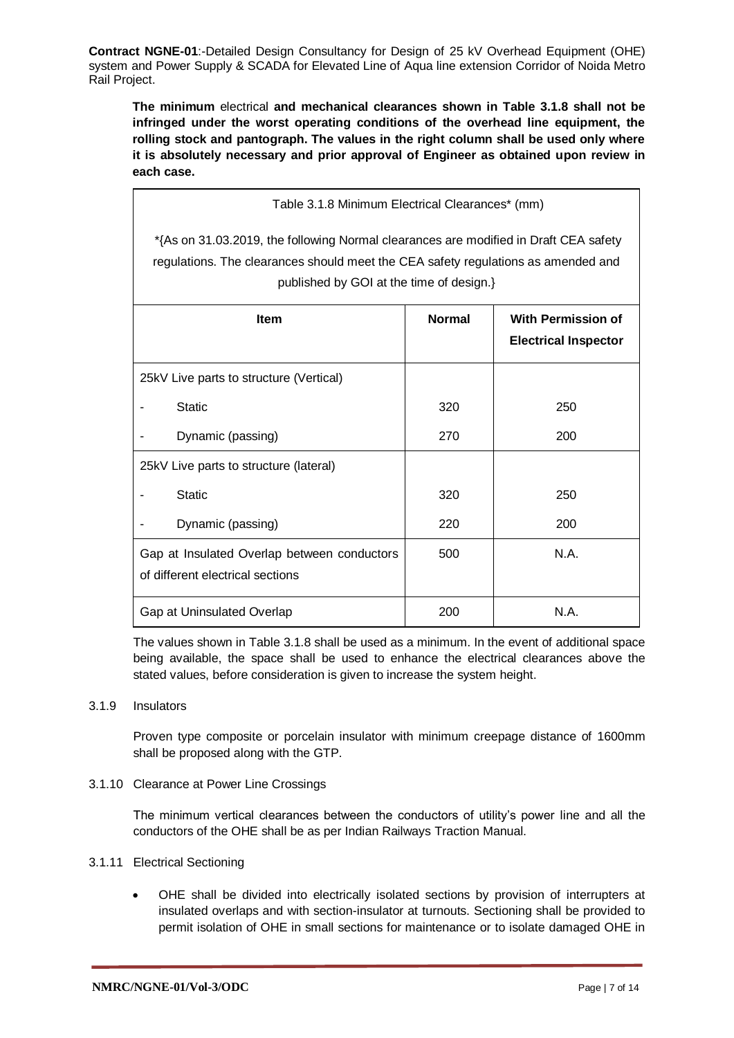**The minimum** electrical **and mechanical clearances shown in Table 3.1.8 shall not be infringed under the worst operating conditions of the overhead line equipment, the rolling stock and pantograph. The values in the right column shall be used only where it is absolutely necessary and prior approval of Engineer as obtained upon review in each case.**

Table 3.1.8 Minimum Electrical Clearances* (mm)

*{As on 31.03.2019, the following Normal clearances are modified in Draft CEA safety regulations. The clearances should meet the CEA safety regulations as amended and published by GOI at the time of design.}

| Item | Normal | With Permission of Electrical Inspector |
|---|---|---|
| 25kV Live parts to structure (Vertical) | | |
| - Static | 320 | 250 |
| - Dynamic (passing) | 270 | 200 |
| 25kV Live parts to structure (lateral) | | |
| - Static | 320 | 250 |
| - Dynamic (passing) | 220 | 200 |
| Gap at Insulated Overlap between conductors of different electrical sections | 500 | N.A. |
| Gap at Uninsulated Overlap | 200 | N.A. |

The values shown in Table 3.1.8 shall be used as a minimum. In the event of additional space being available, the space shall be used to enhance the electrical clearances above the stated values, before consideration is given to increase the system height.

3.1.9 Insulators

Proven type composite or porcelain insulator with minimum creepage distance of 1600mm shall be proposed along with the GTP.

3.1.10 Clearance at Power Line Crossings

The minimum vertical clearances between the conductors of utility's power line and all the conductors of the OHE shall be as per Indian Railways Traction Manual.

3.1.11 Electrical Sectioning

- OHE shall be divided into electrically isolated sections by provision of interrupters at insulated overlaps and with section-insulator at turnouts. Sectioning shall be provided to permit isolation of OHE in small sections for maintenance or to isolate damaged OHE in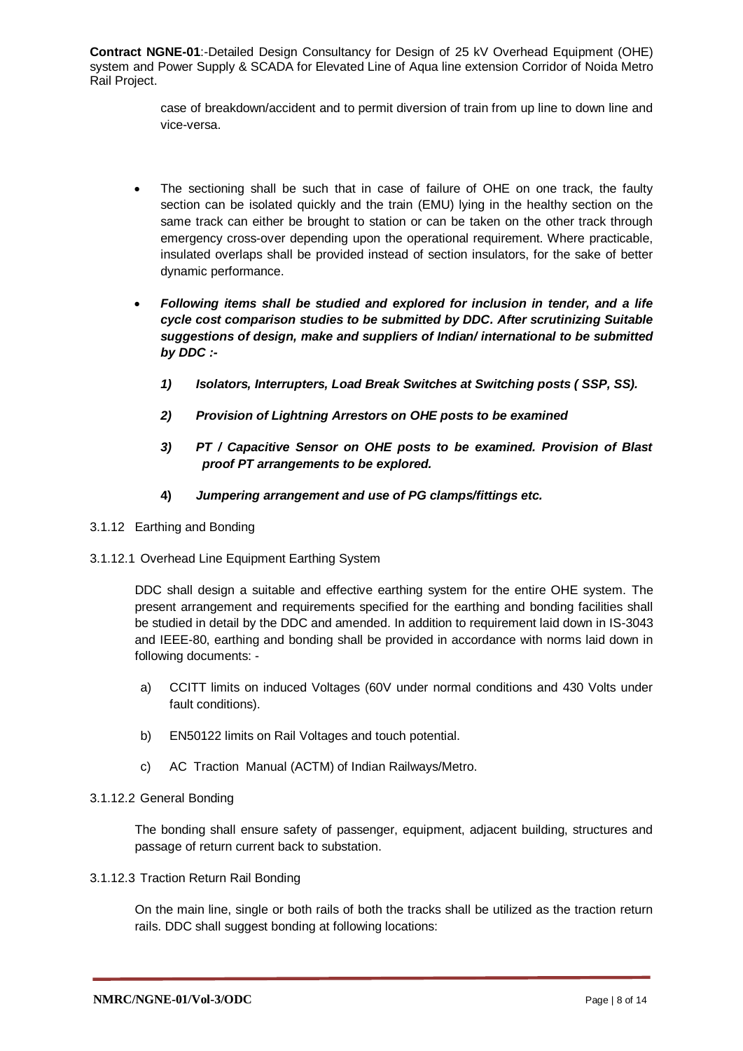case of breakdown/accident and to permit diversion of train from up line to down line and vice-versa.

- The sectioning shall be such that in case of failure of OHE on one track, the faulty section can be isolated quickly and the train (EMU) lying in the healthy section on the same track can either be brought to station or can be taken on the other track through emergency cross-over depending upon the operational requirement. Where practicable, insulated overlaps shall be provided instead of section insulators, for the sake of better dynamic performance.

- ***Following items shall be studied and explored for inclusion in tender, and a life cycle cost comparison studies to be submitted by DDC. After scrutinizing Suitable suggestions of design, make and suppliers of Indian/ international to be submitted by DDC :-***

  ***1) Isolators, Interrupters, Load Break Switches at Switching posts ( SSP, SS).***

  ***2) Provision of Lightning Arrestors on OHE posts to be examined***

  ***3) PT / Capacitive Sensor on OHE posts to be examined. Provision of Blast proof PT arrangements to be explored.***

  **4)** ***Jumpering arrangement and use of PG clamps/fittings etc.***

3.1.12 Earthing and Bonding

3.1.12.1 Overhead Line Equipment Earthing System

DDC shall design a suitable and effective earthing system for the entire OHE system. The present arrangement and requirements specified for the earthing and bonding facilities shall be studied in detail by the DDC and amended. In addition to requirement laid down in IS-3043 and IEEE-80, earthing and bonding shall be provided in accordance with norms laid down in following documents: -

a) CCITT limits on induced Voltages (60V under normal conditions and 430 Volts under fault conditions).

b) EN50122 limits on Rail Voltages and touch potential.

c) AC Traction Manual (ACTM) of Indian Railways/Metro.

3.1.12.2 General Bonding

The bonding shall ensure safety of passenger, equipment, adjacent building, structures and passage of return current back to substation.

3.1.12.3 Traction Return Rail Bonding

On the main line, single or both rails of both the tracks shall be utilized as the traction return rails. DDC shall suggest bonding at following locations: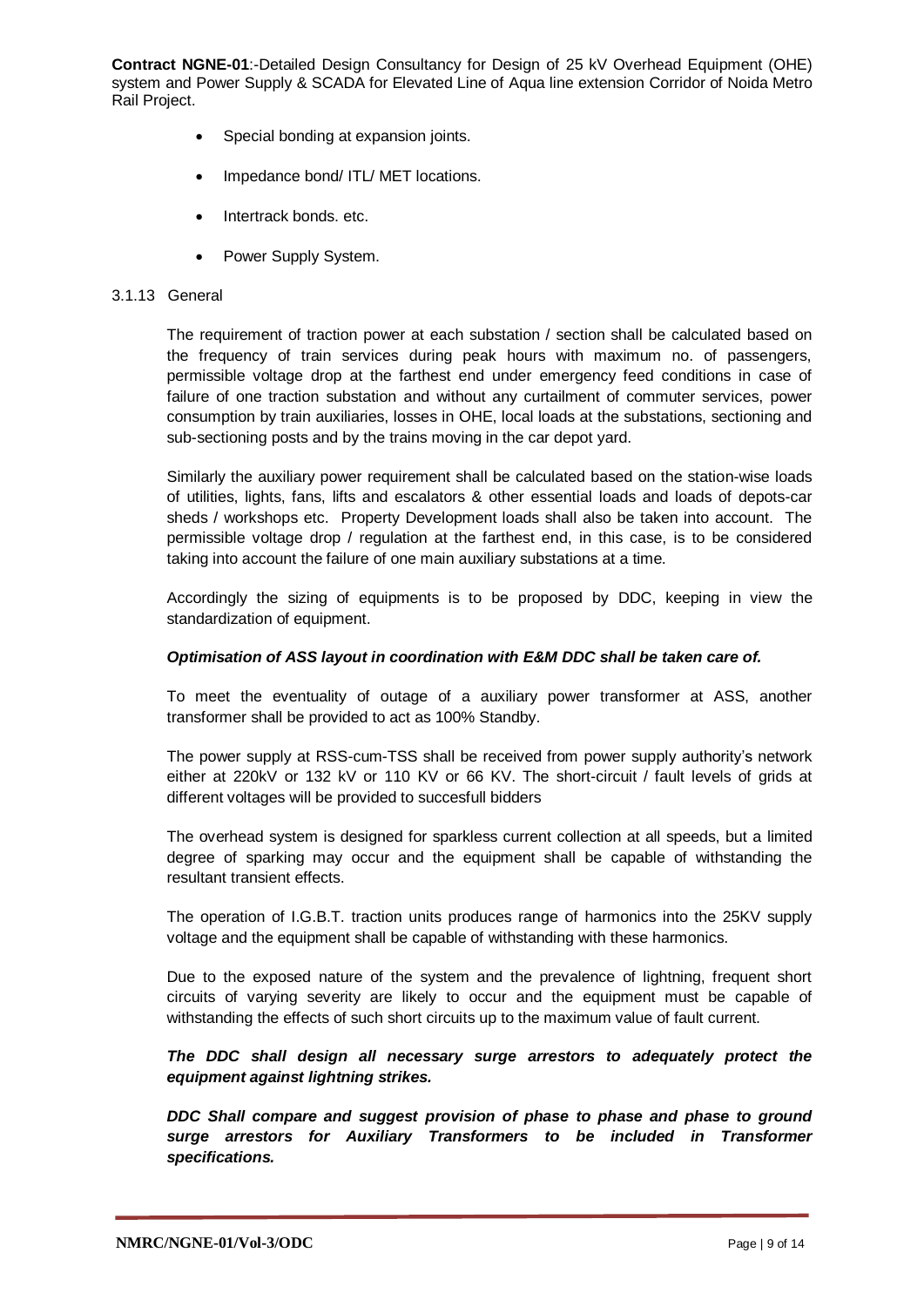- Special bonding at expansion joints.
- Impedance bond/ ITL/ MET locations.
- Intertrack bonds. etc.
- Power Supply System.

3.1.13 General

The requirement of traction power at each substation / section shall be calculated based on the frequency of train services during peak hours with maximum no. of passengers, permissible voltage drop at the farthest end under emergency feed conditions in case of failure of one traction substation and without any curtailment of commuter services, power consumption by train auxiliaries, losses in OHE, local loads at the substations, sectioning and sub-sectioning posts and by the trains moving in the car depot yard.

Similarly the auxiliary power requirement shall be calculated based on the station-wise loads of utilities, lights, fans, lifts and escalators & other essential loads and loads of depots-car sheds / workshops etc. Property Development loads shall also be taken into account. The permissible voltage drop / regulation at the farthest end, in this case, is to be considered taking into account the failure of one main auxiliary substations at a time.

Accordingly the sizing of equipments is to be proposed by DDC, keeping in view the standardization of equipment.

***Optimisation of ASS layout in coordination with E&M DDC shall be taken care of.***

To meet the eventuality of outage of a auxiliary power transformer at ASS, another transformer shall be provided to act as 100% Standby.

The power supply at RSS-cum-TSS shall be received from power supply authority's network either at 220kV or 132 kV or 110 KV or 66 KV. The short-circuit / fault levels of grids at different voltages will be provided to succesfull bidders

The overhead system is designed for sparkless current collection at all speeds, but a limited degree of sparking may occur and the equipment shall be capable of withstanding the resultant transient effects.

The operation of I.G.B.T. traction units produces range of harmonics into the 25KV supply voltage and the equipment shall be capable of withstanding with these harmonics.

Due to the exposed nature of the system and the prevalence of lightning, frequent short circuits of varying severity are likely to occur and the equipment must be capable of withstanding the effects of such short circuits up to the maximum value of fault current.

***The DDC shall design all necessary surge arrestors to adequately protect the equipment against lightning strikes.***

***DDC Shall compare and suggest provision of phase to phase and phase to ground surge arrestors for Auxiliary Transformers to be included in Transformer specifications.***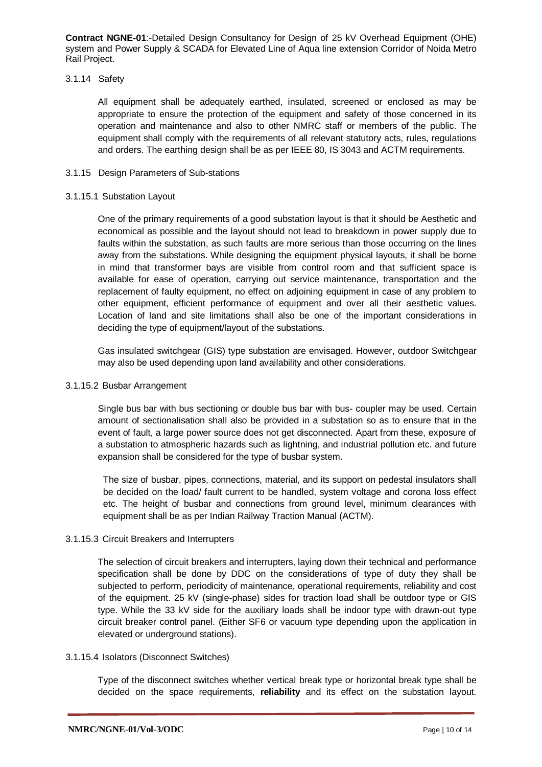#### 3.1.14 Safety

All equipment shall be adequately earthed, insulated, screened or enclosed as may be appropriate to ensure the protection of the equipment and safety of those concerned in its operation and maintenance and also to other NMRC staff or members of the public. The equipment shall comply with the requirements of all relevant statutory acts, rules, regulations and orders. The earthing design shall be as per IEEE 80, IS 3043 and ACTM requirements.

#### 3.1.15 Design Parameters of Sub-stations

##### 3.1.15.1 Substation Layout

One of the primary requirements of a good substation layout is that it should be Aesthetic and economical as possible and the layout should not lead to breakdown in power supply due to faults within the substation, as such faults are more serious than those occurring on the lines away from the substations. While designing the equipment physical layouts, it shall be borne in mind that transformer bays are visible from control room and that sufficient space is available for ease of operation, carrying out service maintenance, transportation and the replacement of faulty equipment, no effect on adjoining equipment in case of any problem to other equipment, efficient performance of equipment and over all their aesthetic values. Location of land and site limitations shall also be one of the important considerations in deciding the type of equipment/layout of the substations.

Gas insulated switchgear (GIS) type substation are envisaged. However, outdoor Switchgear may also be used depending upon land availability and other considerations.

##### 3.1.15.2 Busbar Arrangement

Single bus bar with bus sectioning or double bus bar with bus- coupler may be used. Certain amount of sectionalisation shall also be provided in a substation so as to ensure that in the event of fault, a large power source does not get disconnected. Apart from these, exposure of a substation to atmospheric hazards such as lightning, and industrial pollution etc. and future expansion shall be considered for the type of busbar system.

The size of busbar, pipes, connections, material, and its support on pedestal insulators shall be decided on the load/ fault current to be handled, system voltage and corona loss effect etc. The height of busbar and connections from ground level, minimum clearances with equipment shall be as per Indian Railway Traction Manual (ACTM).

##### 3.1.15.3 Circuit Breakers and Interrupters

The selection of circuit breakers and interrupters, laying down their technical and performance specification shall be done by DDC on the considerations of type of duty they shall be subjected to perform, periodicity of maintenance, operational requirements, reliability and cost of the equipment. 25 kV (single-phase) sides for traction load shall be outdoor type or GIS type. While the 33 kV side for the auxiliary loads shall be indoor type with drawn-out type circuit breaker control panel. (Either SF6 or vacuum type depending upon the application in elevated or underground stations).

##### 3.1.15.4 Isolators (Disconnect Switches)

Type of the disconnect switches whether vertical break type or horizontal break type shall be decided on the space requirements, **reliability** and its effect on the substation layout.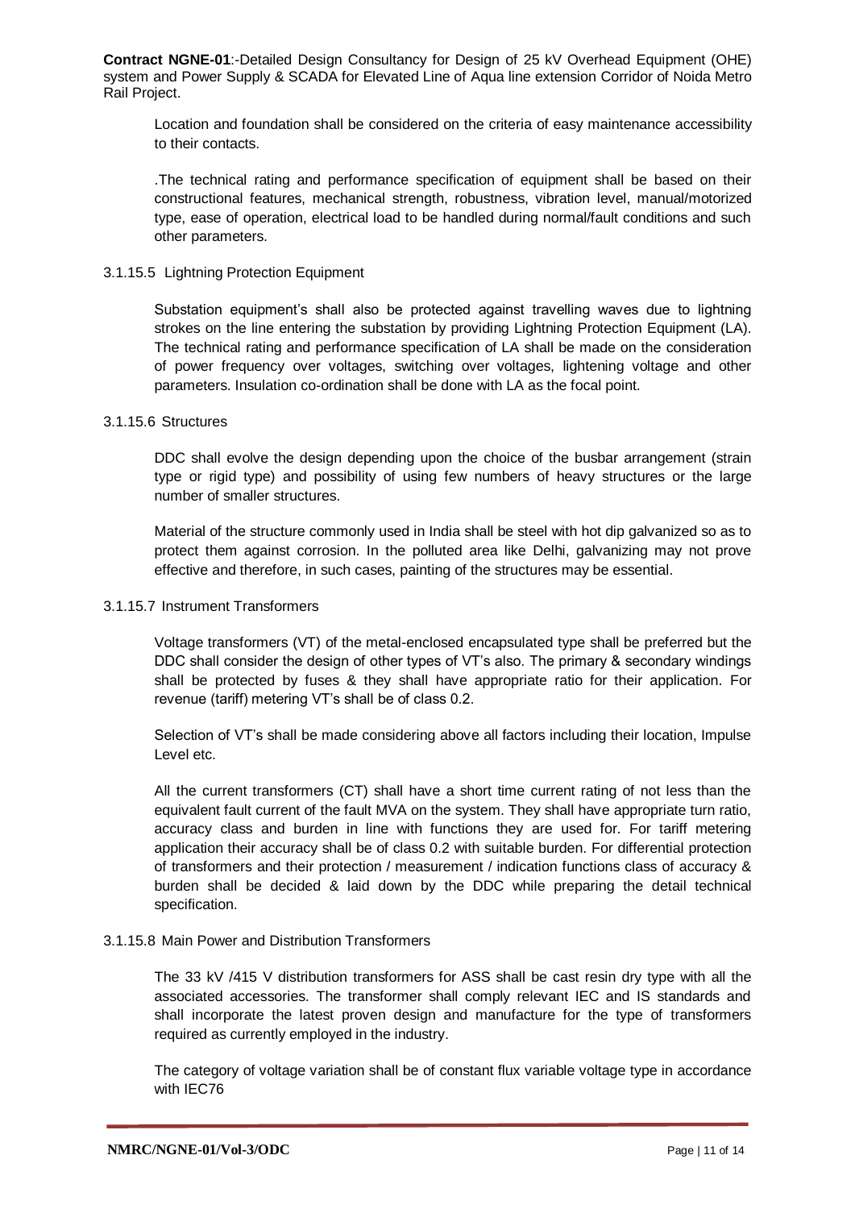Location and foundation shall be considered on the criteria of easy maintenance accessibility to their contacts.

.The technical rating and performance specification of equipment shall be based on their constructional features, mechanical strength, robustness, vibration level, manual/motorized type, ease of operation, electrical load to be handled during normal/fault conditions and such other parameters.

3.1.15.5 Lightning Protection Equipment

Substation equipment's shall also be protected against travelling waves due to lightning strokes on the line entering the substation by providing Lightning Protection Equipment (LA). The technical rating and performance specification of LA shall be made on the consideration of power frequency over voltages, switching over voltages, lightening voltage and other parameters. Insulation co-ordination shall be done with LA as the focal point.

3.1.15.6 Structures

DDC shall evolve the design depending upon the choice of the busbar arrangement (strain type or rigid type) and possibility of using few numbers of heavy structures or the large number of smaller structures.

Material of the structure commonly used in India shall be steel with hot dip galvanized so as to protect them against corrosion. In the polluted area like Delhi, galvanizing may not prove effective and therefore, in such cases, painting of the structures may be essential.

3.1.15.7 Instrument Transformers

Voltage transformers (VT) of the metal-enclosed encapsulated type shall be preferred but the DDC shall consider the design of other types of VT's also. The primary & secondary windings shall be protected by fuses & they shall have appropriate ratio for their application. For revenue (tariff) metering VT's shall be of class 0.2.

Selection of VT's shall be made considering above all factors including their location, Impulse Level etc.

All the current transformers (CT) shall have a short time current rating of not less than the equivalent fault current of the fault MVA on the system. They shall have appropriate turn ratio, accuracy class and burden in line with functions they are used for. For tariff metering application their accuracy shall be of class 0.2 with suitable burden. For differential protection of transformers and their protection / measurement / indication functions class of accuracy & burden shall be decided & laid down by the DDC while preparing the detail technical specification.

3.1.15.8 Main Power and Distribution Transformers

The 33 kV /415 V distribution transformers for ASS shall be cast resin dry type with all the associated accessories. The transformer shall comply relevant IEC and IS standards and shall incorporate the latest proven design and manufacture for the type of transformers required as currently employed in the industry.

The category of voltage variation shall be of constant flux variable voltage type in accordance with IEC76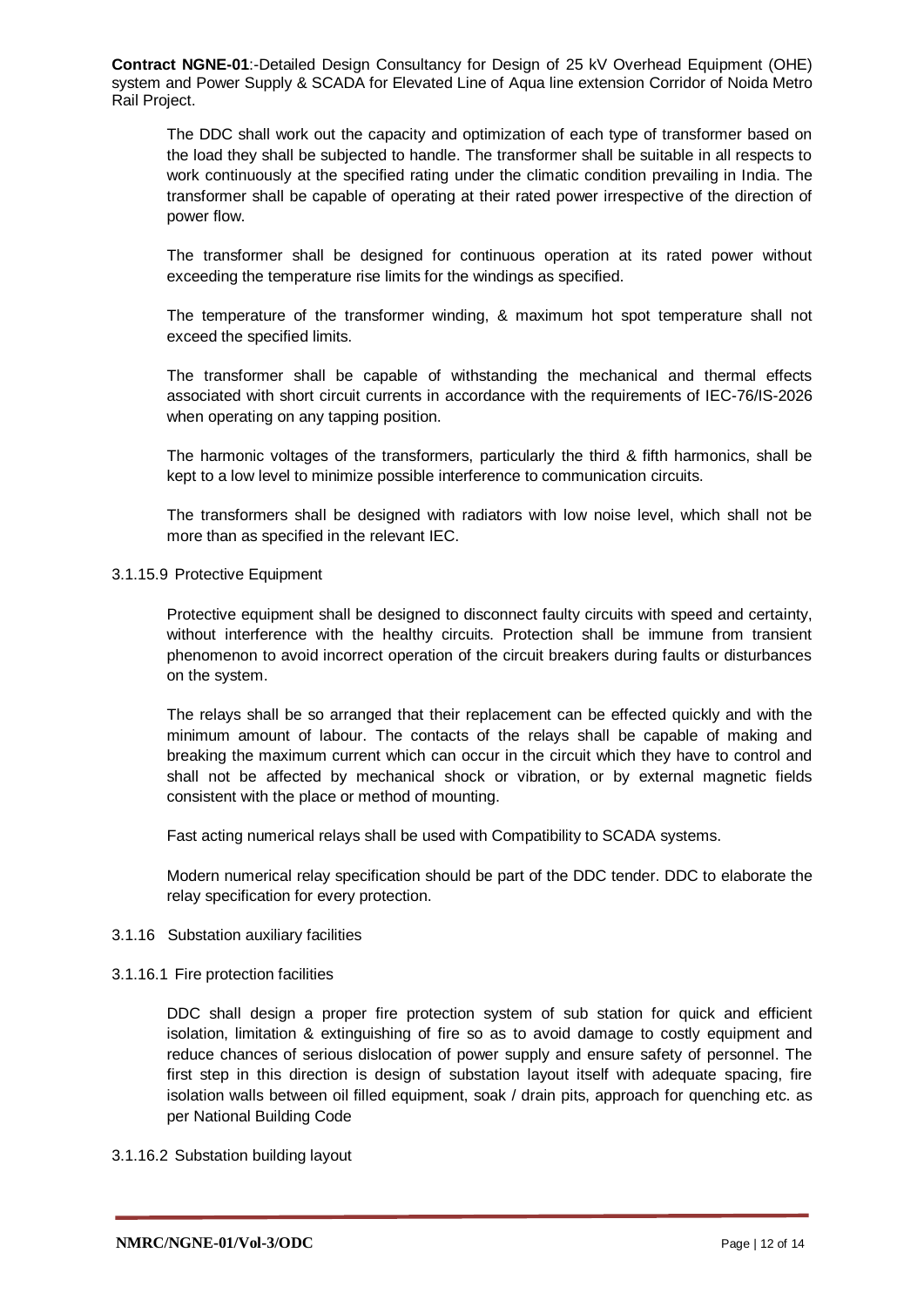The DDC shall work out the capacity and optimization of each type of transformer based on the load they shall be subjected to handle. The transformer shall be suitable in all respects to work continuously at the specified rating under the climatic condition prevailing in India. The transformer shall be capable of operating at their rated power irrespective of the direction of power flow.

The transformer shall be designed for continuous operation at its rated power without exceeding the temperature rise limits for the windings as specified.

The temperature of the transformer winding, & maximum hot spot temperature shall not exceed the specified limits.

The transformer shall be capable of withstanding the mechanical and thermal effects associated with short circuit currents in accordance with the requirements of IEC-76/IS-2026 when operating on any tapping position.

The harmonic voltages of the transformers, particularly the third & fifth harmonics, shall be kept to a low level to minimize possible interference to communication circuits.

The transformers shall be designed with radiators with low noise level, which shall not be more than as specified in the relevant IEC.

3.1.15.9 Protective Equipment

Protective equipment shall be designed to disconnect faulty circuits with speed and certainty, without interference with the healthy circuits. Protection shall be immune from transient phenomenon to avoid incorrect operation of the circuit breakers during faults or disturbances on the system.

The relays shall be so arranged that their replacement can be effected quickly and with the minimum amount of labour. The contacts of the relays shall be capable of making and breaking the maximum current which can occur in the circuit which they have to control and shall not be affected by mechanical shock or vibration, or by external magnetic fields consistent with the place or method of mounting.

Fast acting numerical relays shall be used with Compatibility to SCADA systems.

Modern numerical relay specification should be part of the DDC tender. DDC to elaborate the relay specification for every protection.

3.1.16 Substation auxiliary facilities

3.1.16.1 Fire protection facilities

DDC shall design a proper fire protection system of sub station for quick and efficient isolation, limitation & extinguishing of fire so as to avoid damage to costly equipment and reduce chances of serious dislocation of power supply and ensure safety of personnel. The first step in this direction is design of substation layout itself with adequate spacing, fire isolation walls between oil filled equipment, soak / drain pits, approach for quenching etc. as per National Building Code

3.1.16.2 Substation building layout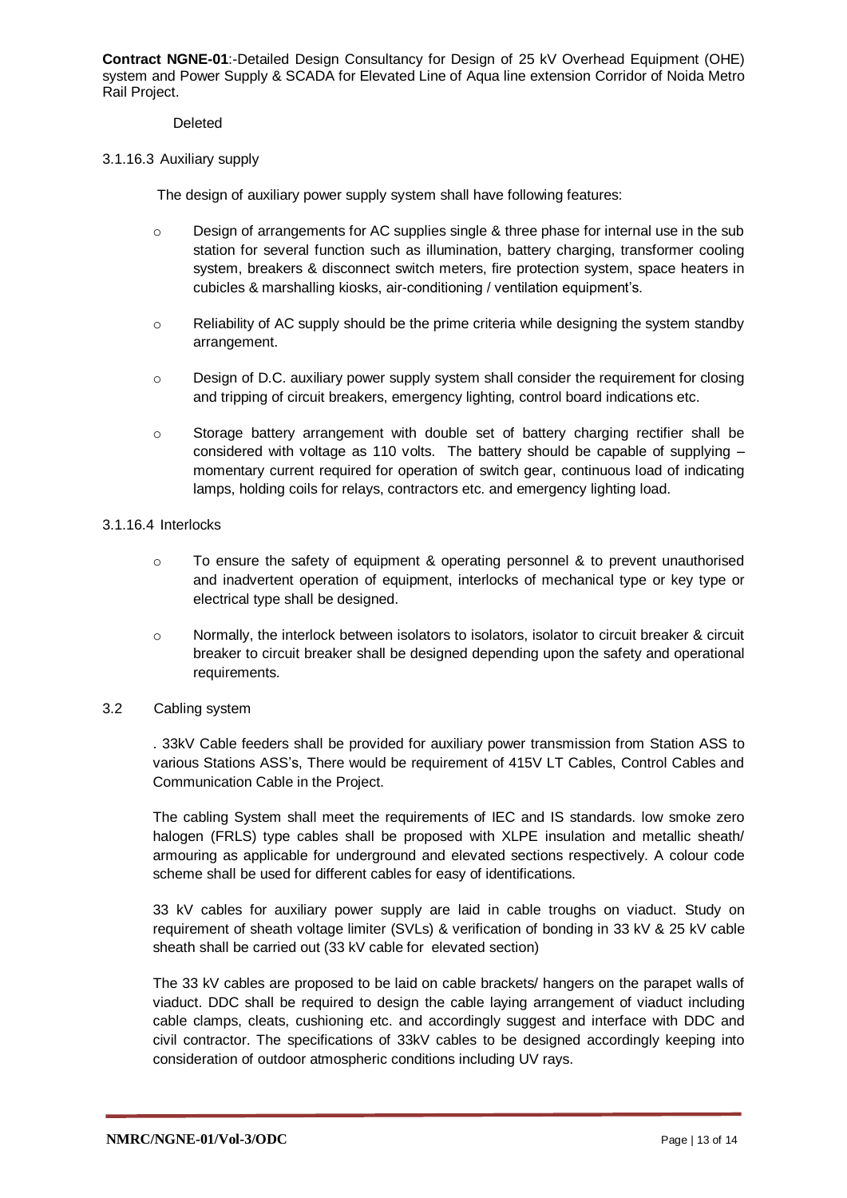Deleted

3.1.16.3 Auxiliary supply

The design of auxiliary power supply system shall have following features:

- Design of arrangements for AC supplies single & three phase for internal use in the sub station for several function such as illumination, battery charging, transformer cooling system, breakers & disconnect switch meters, fire protection system, space heaters in cubicles & marshalling kiosks, air-conditioning / ventilation equipment's.
- Reliability of AC supply should be the prime criteria while designing the system standby arrangement.
- Design of D.C. auxiliary power supply system shall consider the requirement for closing and tripping of circuit breakers, emergency lighting, control board indications etc.
- Storage battery arrangement with double set of battery charging rectifier shall be considered with voltage as 110 volts. The battery should be capable of supplying – momentary current required for operation of switch gear, continuous load of indicating lamps, holding coils for relays, contractors etc. and emergency lighting load.

3.1.16.4 Interlocks

- To ensure the safety of equipment & operating personnel & to prevent unauthorised and inadvertent operation of equipment, interlocks of mechanical type or key type or electrical type shall be designed.
- Normally, the interlock between isolators to isolators, isolator to circuit breaker & circuit breaker to circuit breaker shall be designed depending upon the safety and operational requirements.

## 3.2 Cabling system

. 33kV Cable feeders shall be provided for auxiliary power transmission from Station ASS to various Stations ASS's, There would be requirement of 415V LT Cables, Control Cables and Communication Cable in the Project.

The cabling System shall meet the requirements of IEC and IS standards. low smoke zero halogen (FRLS) type cables shall be proposed with XLPE insulation and metallic sheath/ armouring as applicable for underground and elevated sections respectively. A colour code scheme shall be used for different cables for easy of identifications.

33 kV cables for auxiliary power supply are laid in cable troughs on viaduct. Study on requirement of sheath voltage limiter (SVLs) & verification of bonding in 33 kV & 25 kV cable sheath shall be carried out (33 kV cable for elevated section)

The 33 kV cables are proposed to be laid on cable brackets/ hangers on the parapet walls of viaduct. DDC shall be required to design the cable laying arrangement of viaduct including cable clamps, cleats, cushioning etc. and accordingly suggest and interface with DDC and civil contractor. The specifications of 33kV cables to be designed accordingly keeping into consideration of outdoor atmospheric conditions including UV rays.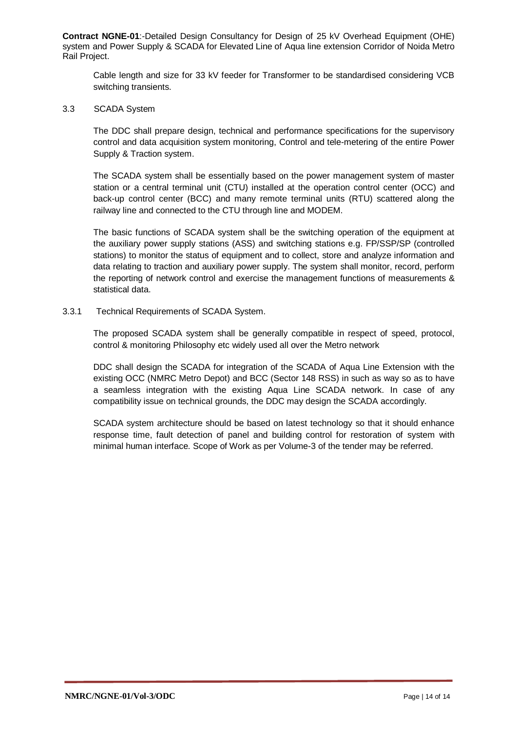Cable length and size for 33 kV feeder for Transformer to be standardised considering VCB switching transients.

### 3.3 SCADA System

The DDC shall prepare design, technical and performance specifications for the supervisory control and data acquisition system monitoring, Control and tele-metering of the entire Power Supply & Traction system.

The SCADA system shall be essentially based on the power management system of master station or a central terminal unit (CTU) installed at the operation control center (OCC) and back-up control center (BCC) and many remote terminal units (RTU) scattered along the railway line and connected to the CTU through line and MODEM.

The basic functions of SCADA system shall be the switching operation of the equipment at the auxiliary power supply stations (ASS) and switching stations e.g. FP/SSP/SP (controlled stations) to monitor the status of equipment and to collect, store and analyze information and data relating to traction and auxiliary power supply. The system shall monitor, record, perform the reporting of network control and exercise the management functions of measurements & statistical data.

#### 3.3.1 Technical Requirements of SCADA System.

The proposed SCADA system shall be generally compatible in respect of speed, protocol, control & monitoring Philosophy etc widely used all over the Metro network

DDC shall design the SCADA for integration of the SCADA of Aqua Line Extension with the existing OCC (NMRC Metro Depot) and BCC (Sector 148 RSS) in such as way so as to have a seamless integration with the existing Aqua Line SCADA network. In case of any compatibility issue on technical grounds, the DDC may design the SCADA accordingly.

SCADA system architecture should be based on latest technology so that it should enhance response time, fault detection of panel and building control for restoration of system with minimal human interface. Scope of Work as per Volume-3 of the tender may be referred.